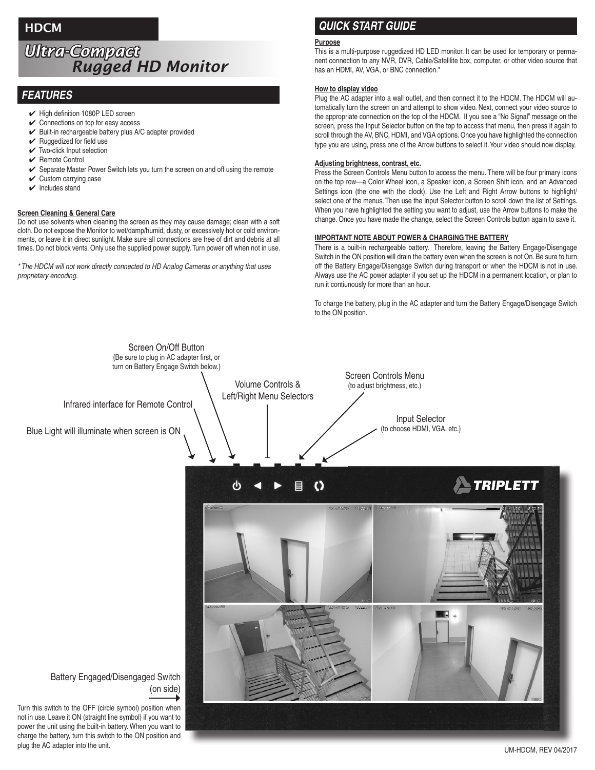# HDCM

## *Ultra-Compact Rugged HD Monitor*

## *FEATURES*

- ✔ High definition 1080P LED screen
- ✔ Connections on top for easy access
- ✔ Built-in rechargeable battery plus A/C adapter provided
- ✔ Ruggedized for field use
- ✔ Two-click Input selection
- ✔ Remote Control
- ✔ Separate Master Power Switch lets you turn the screen on and off using the remote
- ✔ Custom carrying case
- ✔ Includes stand

**Screen Cleaning & General Care**

Do not use solvents when cleaning the screen as they may cause damage; clean with a soft cloth. Do not expose the Monitor to wet/damp/humid, dusty, or excessively hot or cold environments, or leave it in direct sunlight. Make sure all connections are free of dirt and debris at all times. Do not block vents. Only use the supplied power supply. Turn power off when not in use.

*\* The HDCM will not work directly connected to HD Analog Cameras or anything that uses proprietary encoding.*

## *QUICK START GUIDE*

**Purpose**

This is a multi-purpose ruggedized HD LED monitor. It can be used for temporary or permanent connection to any NVR, DVR, Cable/Satelllite box, computer, or other video source that has an HDMI, AV, VGA, or BNC connection.*

**How to display video**

Plug the AC adapter into a wall outlet, and then connect it to the HDCM. The HDCM will automatically turn the screen on and attempt to show video. Next, connect your video source to the appropriate connection on the top of the HDCM. If you see a "No Signal" message on the screen, press the Input Selector button on the top to access that menu, then press it again to scroll through the AV, BNC, HDMI, and VGA options. Once you have highlighted the connection type you are using, press one of the Arrow buttons to select it. Your video should now display.

**Adjusting brightness, contrast, etc.**

Press the Screen Controls Menu button to access the menu. There will be four primary icons on the top row—a Color Wheel icon, a Speaker icon, a Screen Shift icon, and an Advanced Settings icon (the one with the clock). Use the Left and Right Arrow buttons to highlight/select one of the menus. Then use the Input Selector button to scroll down the list of Settings. When you have highlighted the setting you want to adjust, use the Arrow buttons to make the change. Once you have made the change, select the Screen Controls button again to save it.

**IMPORTANT NOTE ABOUT POWER & CHARGING THE BATTERY**

There is a built-in rechargeable battery. Therefore, leaving the Battery Engage/Disengage Switch in the ON position will drain the battery even when the screen is not On. Be sure to turn off the Battery Engage/Disengage Switch during transport or when the HDCM is not in use. Always use the AC power adapter if you set up the HDCM in a permanent location, or plan to run it contiunously for more than an hour.

To charge the battery, plug in the AC adapter and turn the Battery Engage/Disengage Switch to the ON position.

Screen On/Off Button (Be sure to plug in AC adapter first, or turn on Battery Engage Switch below.)

Volume Controls & Left/Right Menu Selectors

Screen Controls Menu (to adjust brightness, etc.)

Infrared interface for Remote Control

Input Selector (to choose HDMI, VGA, etc.)

Blue Light will illuminate when screen is ON

Battery Engaged/Disengaged Switch (on side)

Turn this switch to the OFF (circle symbol) position when not in use. Leave it ON (straight line symbol) if you want to power the unit using the built-in battery. When you want to charge the battery, turn this switch to the ON position and plug the AC adapter into the unit.

UM-HDCM, REV 04/2017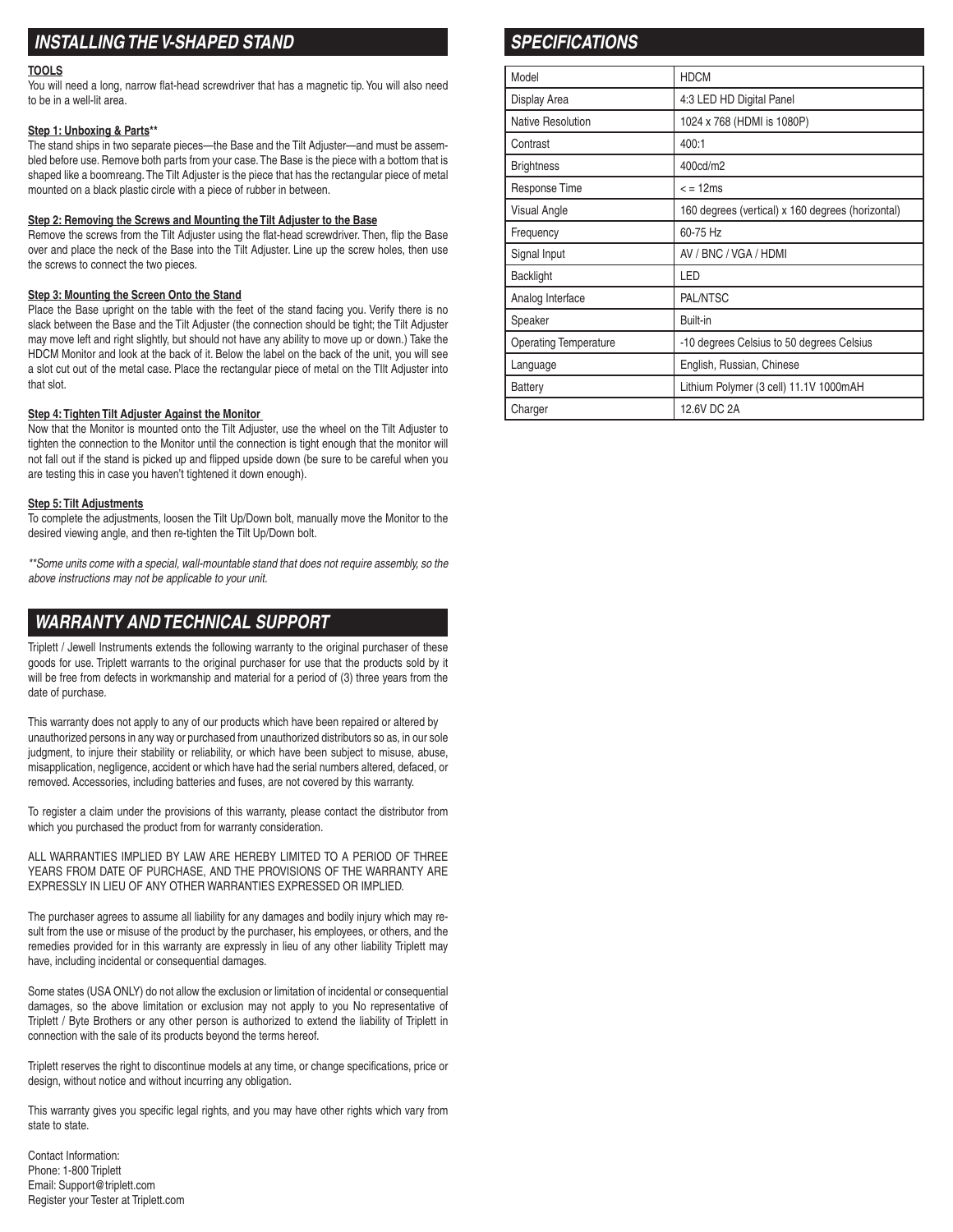## INSTALLING THE V-SHAPED STAND

**TOOLS**

You will need a long, narrow flat-head screwdriver that has a magnetic tip. You will also need to be in a well-lit area.

**Step 1: Unboxing & Parts****

The stand ships in two separate pieces—the Base and the Tilt Adjuster—and must be assembled before use. Remove both parts from your case. The Base is the piece with a bottom that is shaped like a boomreang. The Tilt Adjuster is the piece that has the rectangular piece of metal mounted on a black plastic circle with a piece of rubber in between.

**Step 2: Removing the Screws and Mounting the Tilt Adjuster to the Base**

Remove the screws from the Tilt Adjuster using the flat-head screwdriver. Then, flip the Base over and place the neck of the Base into the Tilt Adjuster. Line up the screw holes, then use the screws to connect the two pieces.

**Step 3: Mounting the Screen Onto the Stand**

Place the Base upright on the table with the feet of the stand facing you. Verify there is no slack between the Base and the Tilt Adjuster (the connection should be tight; the Tilt Adjuster may move left and right slightly, but should not have any ability to move up or down.) Take the HDCM Monitor and look at the back of it. Below the label on the back of the unit, you will see a slot cut out of the metal case. Place the rectangular piece of metal on the TIlt Adjuster into that slot.

**Step 4: Tighten Tilt Adjuster Against the Monitor**

Now that the Monitor is mounted onto the Tilt Adjuster, use the wheel on the Tilt Adjuster to tighten the connection to the Monitor until the connection is tight enough that the monitor will not fall out if the stand is picked up and flipped upside down (be sure to be careful when you are testing this in case you haven't tightened it down enough).

**Step 5: Tilt Adjustments**

To complete the adjustments, loosen the Tilt Up/Down bolt, manually move the Monitor to the desired viewing angle, and then re-tighten the Tilt Up/Down bolt.

*\*\*Some units come with a special, wall-mountable stand that does not require assembly, so the above instructions may not be applicable to your unit.*

## WARRANTY AND TECHNICAL SUPPORT

Triplett / Jewell Instruments extends the following warranty to the original purchaser of these goods for use. Triplett warrants to the original purchaser for use that the products sold by it will be free from defects in workmanship and material for a period of (3) three years from the date of purchase.

This warranty does not apply to any of our products which have been repaired or altered by unauthorized persons in any way or purchased from unauthorized distributors so as, in our sole judgment, to injure their stability or reliability, or which have been subject to misuse, abuse, misapplication, negligence, accident or which have had the serial numbers altered, defaced, or removed. Accessories, including batteries and fuses, are not covered by this warranty.

To register a claim under the provisions of this warranty, please contact the distributor from which you purchased the product from for warranty consideration.

ALL WARRANTIES IMPLIED BY LAW ARE HEREBY LIMITED TO A PERIOD OF THREE YEARS FROM DATE OF PURCHASE, AND THE PROVISIONS OF THE WARRANTY ARE EXPRESSLY IN LIEU OF ANY OTHER WARRANTIES EXPRESSED OR IMPLIED.

The purchaser agrees to assume all liability for any damages and bodily injury which may result from the use or misuse of the product by the purchaser, his employees, or others, and the remedies provided for in this warranty are expressly in lieu of any other liability Triplett may have, including incidental or consequential damages.

Some states (USA ONLY) do not allow the exclusion or limitation of incidental or consequential damages, so the above limitation or exclusion may not apply to you No representative of Triplett / Byte Brothers or any other person is authorized to extend the liability of Triplett in connection with the sale of its products beyond the terms hereof.

Triplett reserves the right to discontinue models at any time, or change specifications, price or design, without notice and without incurring any obligation.

This warranty gives you specific legal rights, and you may have other rights which vary from state to state.

Contact Information:
Phone: 1-800 Triplett
Email: Support@triplett.com
Register your Tester at Triplett.com

## SPECIFICATIONS

| | |
|---|---|
| Model | HDCM |
| Display Area | 4:3 LED HD Digital Panel |
| Native Resolution | 1024 x 768 (HDMI is 1080P) |
| Contrast | 400:1 |
| Brightness | 400cd/m2 |
| Response Time | < = 12ms |
| Visual Angle | 160 degrees (vertical) x 160 degrees (horizontal) |
| Frequency | 60-75 Hz |
| Signal Input | AV / BNC / VGA / HDMI |
| Backlight | LED |
| Analog Interface | PAL/NTSC |
| Speaker | Built-in |
| Operating Temperature | -10 degrees Celsius to 50 degrees Celsius |
| Language | English, Russian, Chinese |
| Battery | Lithium Polymer (3 cell) 11.1V 1000mAH |
| Charger | 12.6V DC 2A |